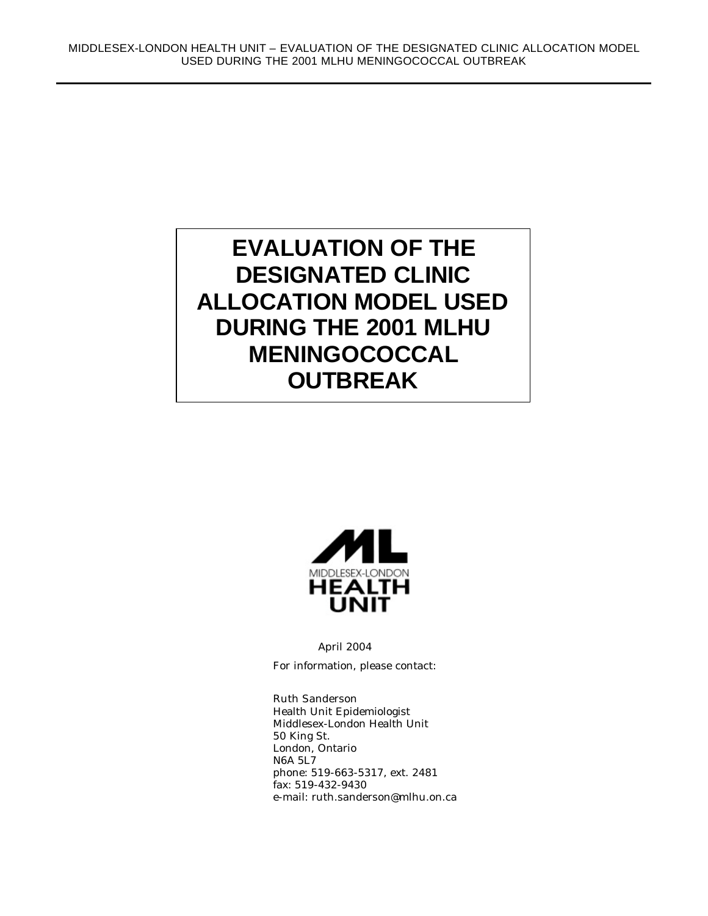# EVALUATION OF THE DESIGNATED CLINIC ALLOCATION MODEL USED DURING THE 2001 MLHU MENINGOCOCCAL OUTBREAK

MIDDLESEX-LONDON HEALTH UNIT

April 2004

For information, please contact:

Ruth Sanderson
Health Unit Epidemiologist
Middlesex-London Health Unit
50 King St.
London, Ontario
N6A 5L7
phone: 519-663-5317, ext. 2481
fax: 519-432-9430
e-mail: ruth.sanderson@mlhu.on.ca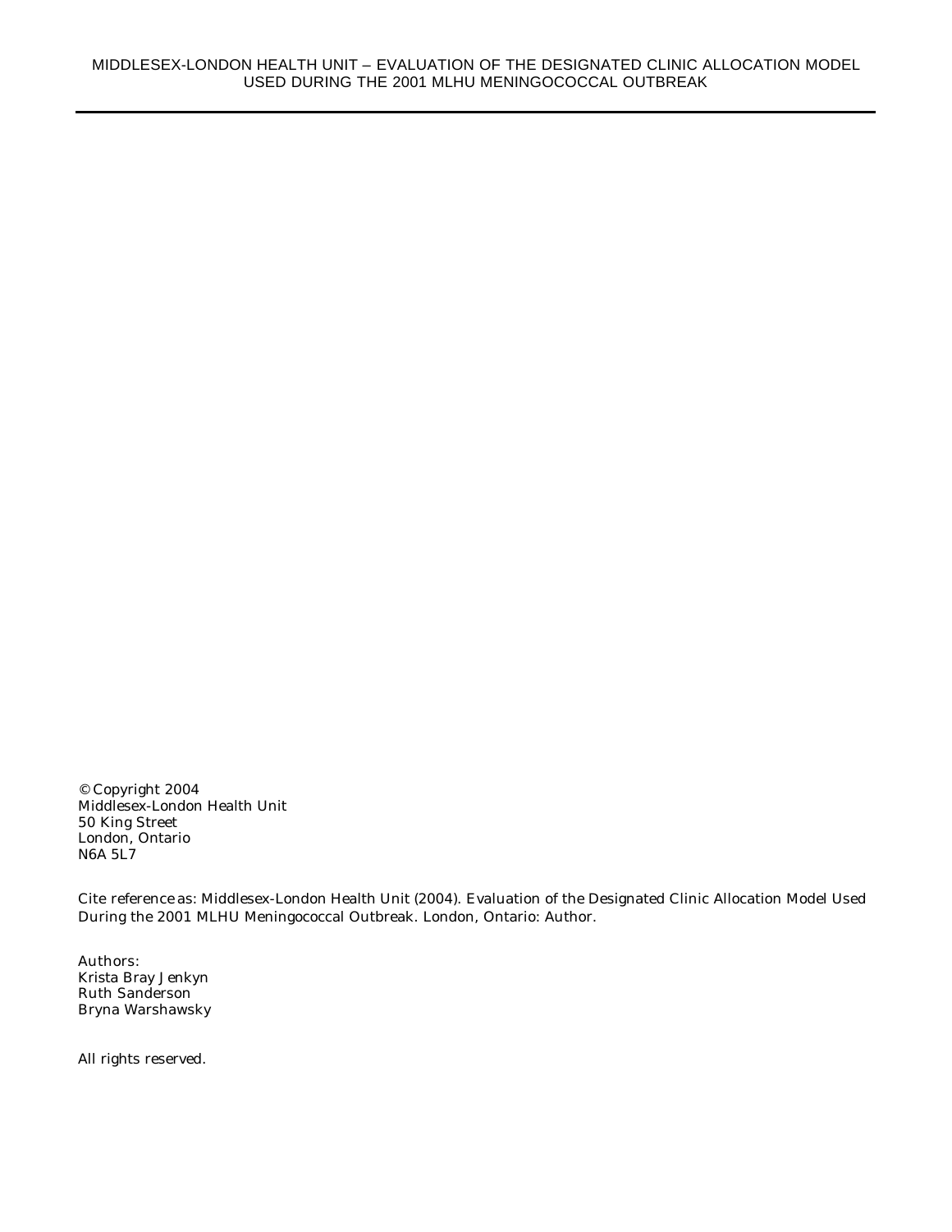© Copyright 2004
Middlesex-London Health Unit
50 King Street
London, Ontario
N6A 5L7

Cite reference as: Middlesex-London Health Unit (2004). Evaluation of the Designated Clinic Allocation Model Used During the 2001 MLHU Meningococcal Outbreak. London, Ontario: Author.

Authors:
Krista Bray Jenkyn
Ruth Sanderson
Bryna Warshawsky

All rights reserved.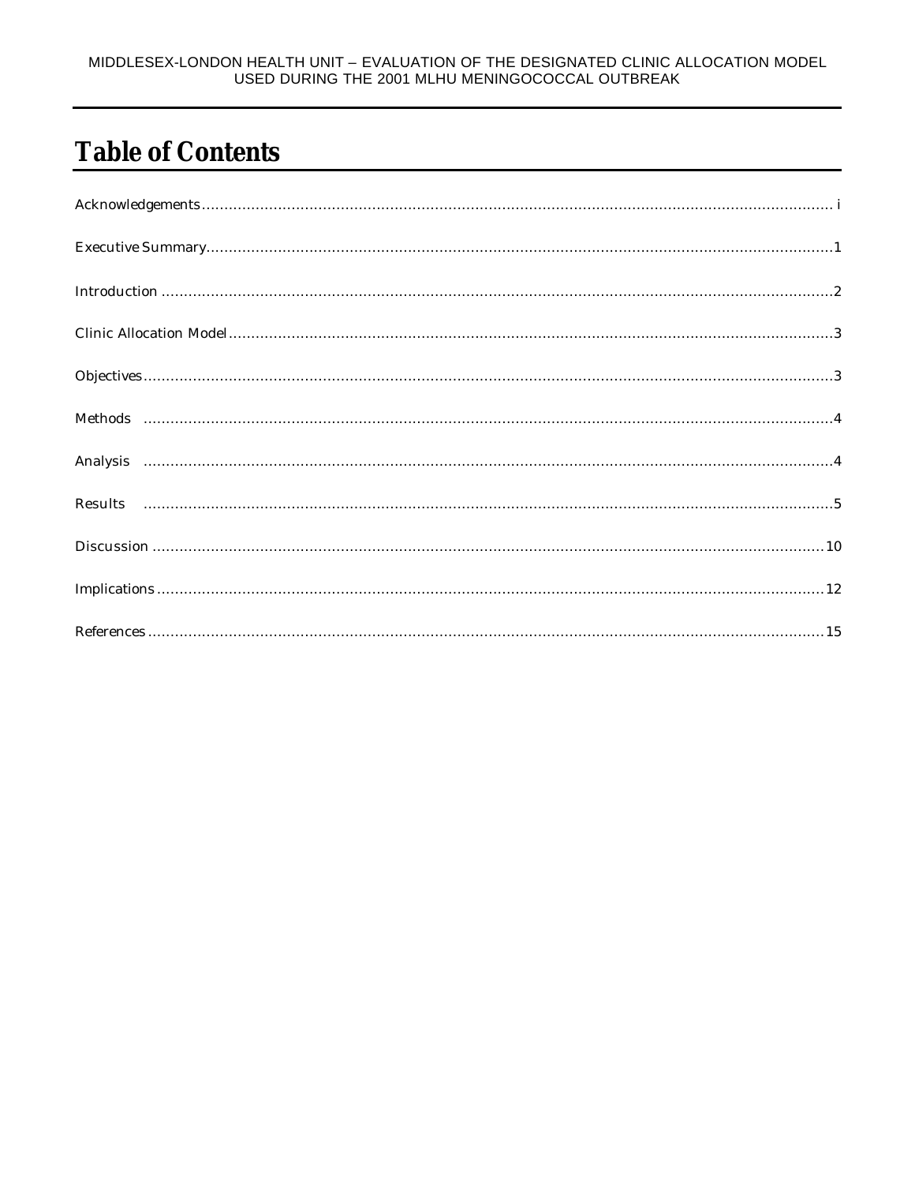# Table of Contents

Acknowledgements ........................................................................ i

Executive Summary ........................................................................ 1

Introduction ........................................................................ 2

Clinic Allocation Model ........................................................................ 3

Objectives ........................................................................ 3

Methods ........................................................................ 4

Analysis ........................................................................ 4

Results ........................................................................ 5

Discussion ........................................................................ 10

Implications ........................................................................ 12

References ........................................................................ 15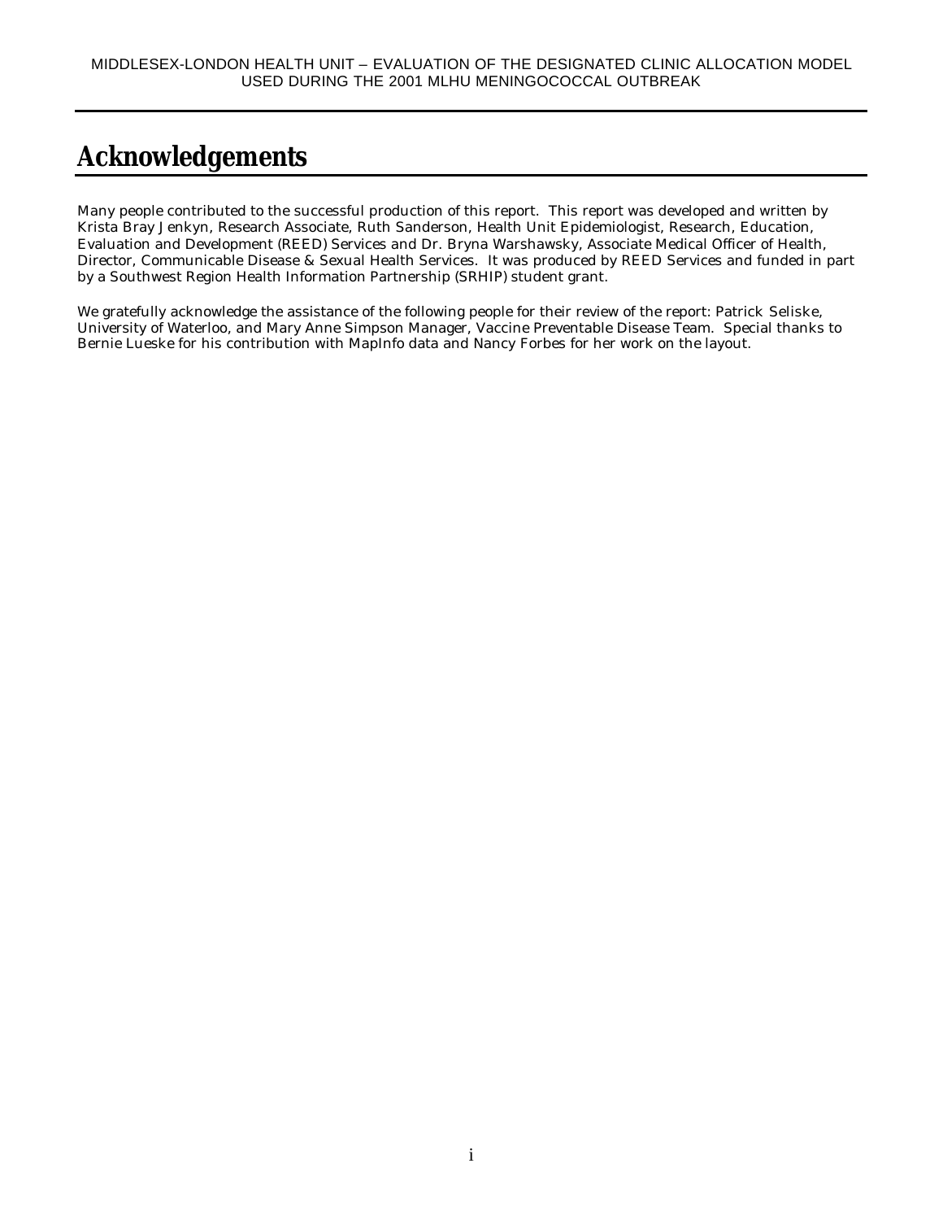# Acknowledgements

Many people contributed to the successful production of this report. This report was developed and written by Krista Bray Jenkyn, Research Associate, Ruth Sanderson, Health Unit Epidemiologist, Research, Education, Evaluation and Development (REED) Services and Dr. Bryna Warshawsky, Associate Medical Officer of Health, Director, Communicable Disease & Sexual Health Services. It was produced by REED Services and funded in part by a Southwest Region Health Information Partnership (SRHIP) student grant.

We gratefully acknowledge the assistance of the following people for their review of the report: Patrick Seliske, University of Waterloo, and Mary Anne Simpson Manager, Vaccine Preventable Disease Team. Special thanks to Bernie Lueske for his contribution with MapInfo data and Nancy Forbes for her work on the layout.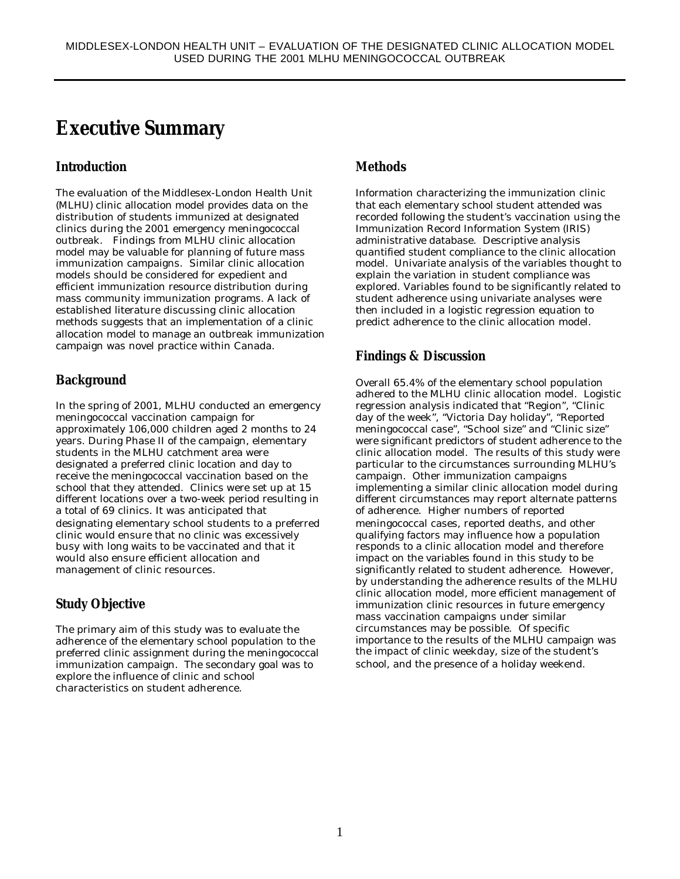# Executive Summary

## Introduction

The evaluation of the Middlesex-London Health Unit (MLHU) clinic allocation model provides data on the distribution of students immunized at designated clinics during the 2001 emergency meningococcal outbreak. Findings from MLHU clinic allocation model may be valuable for planning of future mass immunization campaigns. Similar clinic allocation models should be considered for expedient and efficient immunization resource distribution during mass community immunization programs. A lack of established literature discussing clinic allocation methods suggests that an implementation of a clinic allocation model to manage an outbreak immunization campaign was novel practice within Canada.

## Background

In the spring of 2001, MLHU conducted an emergency meningococcal vaccination campaign for approximately 106,000 children aged 2 months to 24 years. During Phase II of the campaign, elementary students in the MLHU catchment area were designated a preferred clinic location and day to receive the meningococcal vaccination based on the school that they attended. Clinics were set up at 15 different locations over a two-week period resulting in a total of 69 clinics. It was anticipated that designating elementary school students to a preferred clinic would ensure that no clinic was excessively busy with long waits to be vaccinated and that it would also ensure efficient allocation and management of clinic resources.

## Study Objective

The primary aim of this study was to evaluate the adherence of the elementary school population to the preferred clinic assignment during the meningococcal immunization campaign. The secondary goal was to explore the influence of clinic and school characteristics on student adherence.

## Methods

Information characterizing the immunization clinic that each elementary school student attended was recorded following the student's vaccination using the Immunization Record Information System (IRIS) administrative database. Descriptive analysis quantified student compliance to the clinic allocation model. Univariate analysis of the variables thought to explain the variation in student compliance was explored. Variables found to be significantly related to student adherence using univariate analyses were then included in a logistic regression equation to predict adherence to the clinic allocation model.

## Findings & Discussion

Overall 65.4% of the elementary school population adhered to the MLHU clinic allocation model. Logistic regression analysis indicated that "Region", "Clinic day of the week", "Victoria Day holiday", "Reported meningococcal case", "School size" and "Clinic size" were significant predictors of student adherence to the clinic allocation model. The results of this study were particular to the circumstances surrounding MLHU's campaign. Other immunization campaigns implementing a similar clinic allocation model during different circumstances may report alternate patterns of adherence. Higher numbers of reported meningococcal cases, reported deaths, and other qualifying factors may influence how a population responds to a clinic allocation model and therefore impact on the variables found in this study to be significantly related to student adherence. However, by understanding the adherence results of the MLHU clinic allocation model, more efficient management of immunization clinic resources in future emergency mass vaccination campaigns under similar circumstances may be possible. Of specific importance to the results of the MLHU campaign was the impact of clinic weekday, size of the student's school, and the presence of a holiday weekend.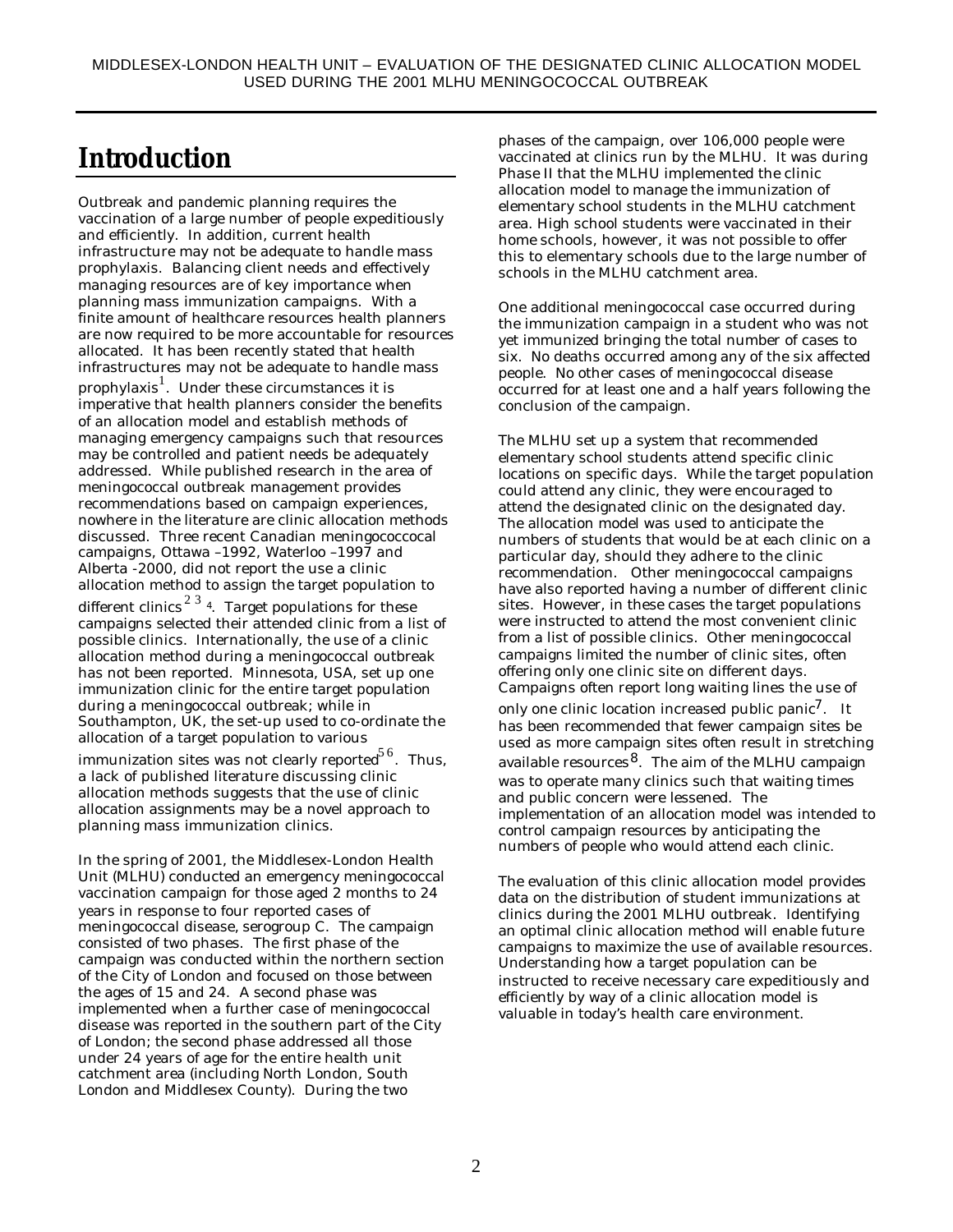# Introduction

Outbreak and pandemic planning requires the vaccination of a large number of people expeditiously and efficiently. In addition, current health infrastructure may not be adequate to handle mass prophylaxis. Balancing client needs and effectively managing resources are of key importance when planning mass immunization campaigns. With a finite amount of healthcare resources health planners are now required to be more accountable for resources allocated. It has been recently stated that health infrastructures may not be adequate to handle mass prophylaxis[1]. Under these circumstances it is imperative that health planners consider the benefits of an allocation model and establish methods of managing emergency campaigns such that resources may be controlled and patient needs be adequately addressed. While published research in the area of meningococcal outbreak management provides recommendations based on campaign experiences, nowhere in the literature are clinic allocation methods discussed. Three recent Canadian meningocococal campaigns, Ottawa –1992, Waterloo –1997 and Alberta -2000, did not report the use a clinic allocation method to assign the target population to different clinics[2 3 4]. Target populations for these campaigns selected their attended clinic from a list of possible clinics. Internationally, the use of a clinic allocation method during a meningococcal outbreak has not been reported. Minnesota, USA, set up one immunization clinic for the entire target population during a meningococcal outbreak; while in Southampton, UK, the set-up used to co-ordinate the allocation of a target population to various immunization sites was not clearly reported[5 6]. Thus, a lack of published literature discussing clinic allocation methods suggests that the use of clinic allocation assignments may be a novel approach to planning mass immunization clinics.

In the spring of 2001, the Middlesex-London Health Unit (MLHU) conducted an emergency meningococcal vaccination campaign for those aged 2 months to 24 years in response to four reported cases of meningococcal disease, serogroup C. The campaign consisted of two phases. The first phase of the campaign was conducted within the northern section of the City of London and focused on those between the ages of 15 and 24. A second phase was implemented when a further case of meningococcal disease was reported in the southern part of the City of London; the second phase addressed all those under 24 years of age for the entire health unit catchment area (including North London, South London and Middlesex County). During the two phases of the campaign, over 106,000 people were vaccinated at clinics run by the MLHU. It was during Phase II that the MLHU implemented the clinic allocation model to manage the immunization of elementary school students in the MLHU catchment area. High school students were vaccinated in their home schools, however, it was not possible to offer this to elementary schools due to the large number of schools in the MLHU catchment area.

One additional meningococcal case occurred during the immunization campaign in a student who was not yet immunized bringing the total number of cases to six. No deaths occurred among any of the six affected people. No other cases of meningococcal disease occurred for at least one and a half years following the conclusion of the campaign.

The MLHU set up a system that recommended elementary school students attend specific clinic locations on specific days. While the target population could attend any clinic, they were encouraged to attend the designated clinic on the designated day. The allocation model was used to anticipate the numbers of students that would be at each clinic on a particular day, should they adhere to the clinic recommendation. Other meningococcal campaigns have also reported having a number of different clinic sites. However, in these cases the target populations were instructed to attend the most convenient clinic from a list of possible clinics. Other meningococcal campaigns limited the number of clinic sites, often offering only one clinic site on different days. Campaigns often report long waiting lines the use of only one clinic location increased public panic[7]. It has been recommended that fewer campaign sites be used as more campaign sites often result in stretching available resources[8]. The aim of the MLHU campaign was to operate many clinics such that waiting times and public concern were lessened. The implementation of an allocation model was intended to control campaign resources by anticipating the numbers of people who would attend each clinic.

The evaluation of this clinic allocation model provides data on the distribution of student immunizations at clinics during the 2001 MLHU outbreak. Identifying an optimal clinic allocation method will enable future campaigns to maximize the use of available resources. Understanding how a target population can be instructed to receive necessary care expeditiously and efficiently by way of a clinic allocation model is valuable in today's health care environment.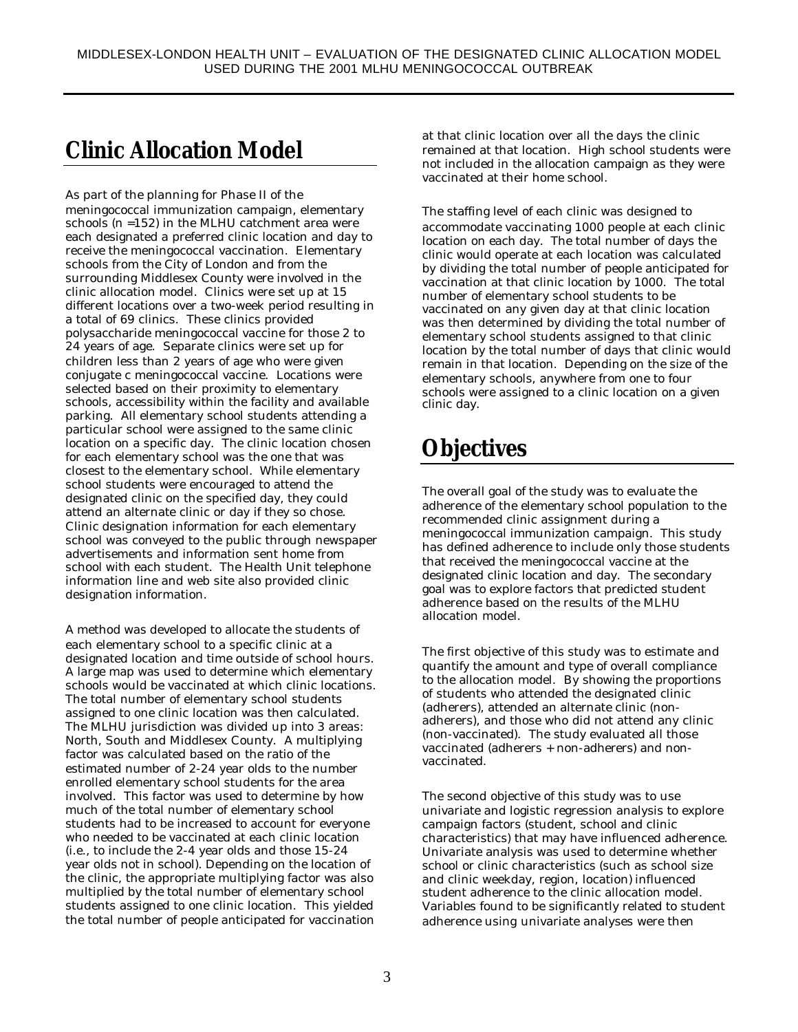## Clinic Allocation Model

As part of the planning for Phase II of the meningococcal immunization campaign, elementary schools (n =152) in the MLHU catchment area were each designated a preferred clinic location and day to receive the meningococcal vaccination. Elementary schools from the City of London and from the surrounding Middlesex County were involved in the clinic allocation model. Clinics were set up at 15 different locations over a two-week period resulting in a total of 69 clinics. These clinics provided polysaccharide meningococcal vaccine for those 2 to 24 years of age. Separate clinics were set up for children less than 2 years of age who were given conjugate c meningococcal vaccine. Locations were selected based on their proximity to elementary schools, accessibility within the facility and available parking. All elementary school students attending a particular school were assigned to the same clinic location on a specific day. The clinic location chosen for each elementary school was the one that was closest to the elementary school. While elementary school students were encouraged to attend the designated clinic on the specified day, they could attend an alternate clinic or day if they so chose. Clinic designation information for each elementary school was conveyed to the public through newspaper advertisements and information sent home from school with each student. The Health Unit telephone information line and web site also provided clinic designation information.

A method was developed to allocate the students of each elementary school to a specific clinic at a designated location and time outside of school hours. A large map was used to determine which elementary schools would be vaccinated at which clinic locations. The total number of elementary school students assigned to one clinic location was then calculated. The MLHU jurisdiction was divided up into 3 areas: North, South and Middlesex County. A multiplying factor was calculated based on the ratio of the estimated number of 2-24 year olds to the number enrolled elementary school students for the area involved. This factor was used to determine by how much of the total number of elementary school students had to be increased to account for everyone who needed to be vaccinated at each clinic location (i.e., to include the 2-4 year olds and those 15-24 year olds not in school). Depending on the location of the clinic, the appropriate multiplying factor was also multiplied by the total number of elementary school students assigned to one clinic location. This yielded the total number of people anticipated for vaccination at that clinic location over all the days the clinic remained at that location. High school students were not included in the allocation campaign as they were vaccinated at their home school.

The staffing level of each clinic was designed to accommodate vaccinating 1000 people at each clinic location on each day. The total number of days the clinic would operate at each location was calculated by dividing the total number of people anticipated for vaccination at that clinic location by 1000. The total number of elementary school students to be vaccinated on any given day at that clinic location was then determined by dividing the total number of elementary school students assigned to that clinic location by the total number of days that clinic would remain in that location. Depending on the size of the elementary schools, anywhere from one to four schools were assigned to a clinic location on a given clinic day.

## Objectives

The overall goal of the study was to evaluate the adherence of the elementary school population to the recommended clinic assignment during a meningococcal immunization campaign. This study has defined adherence to include only those students that received the meningococcal vaccine at the designated clinic location and day. The secondary goal was to explore factors that predicted student adherence based on the results of the MLHU allocation model.

The first objective of this study was to estimate and quantify the amount and type of overall compliance to the allocation model. By showing the proportions of students who attended the designated clinic (adherers), attended an alternate clinic (non-adherers), and those who did not attend any clinic (non-vaccinated). The study evaluated all those vaccinated (adherers + non-adherers) and non-vaccinated.

The second objective of this study was to use univariate and logistic regression analysis to explore campaign factors (student, school and clinic characteristics) that may have influenced adherence. Univariate analysis was used to determine whether school or clinic characteristics (such as school size and clinic weekday, region, location) influenced student adherence to the clinic allocation model. Variables found to be significantly related to student adherence using univariate analyses were then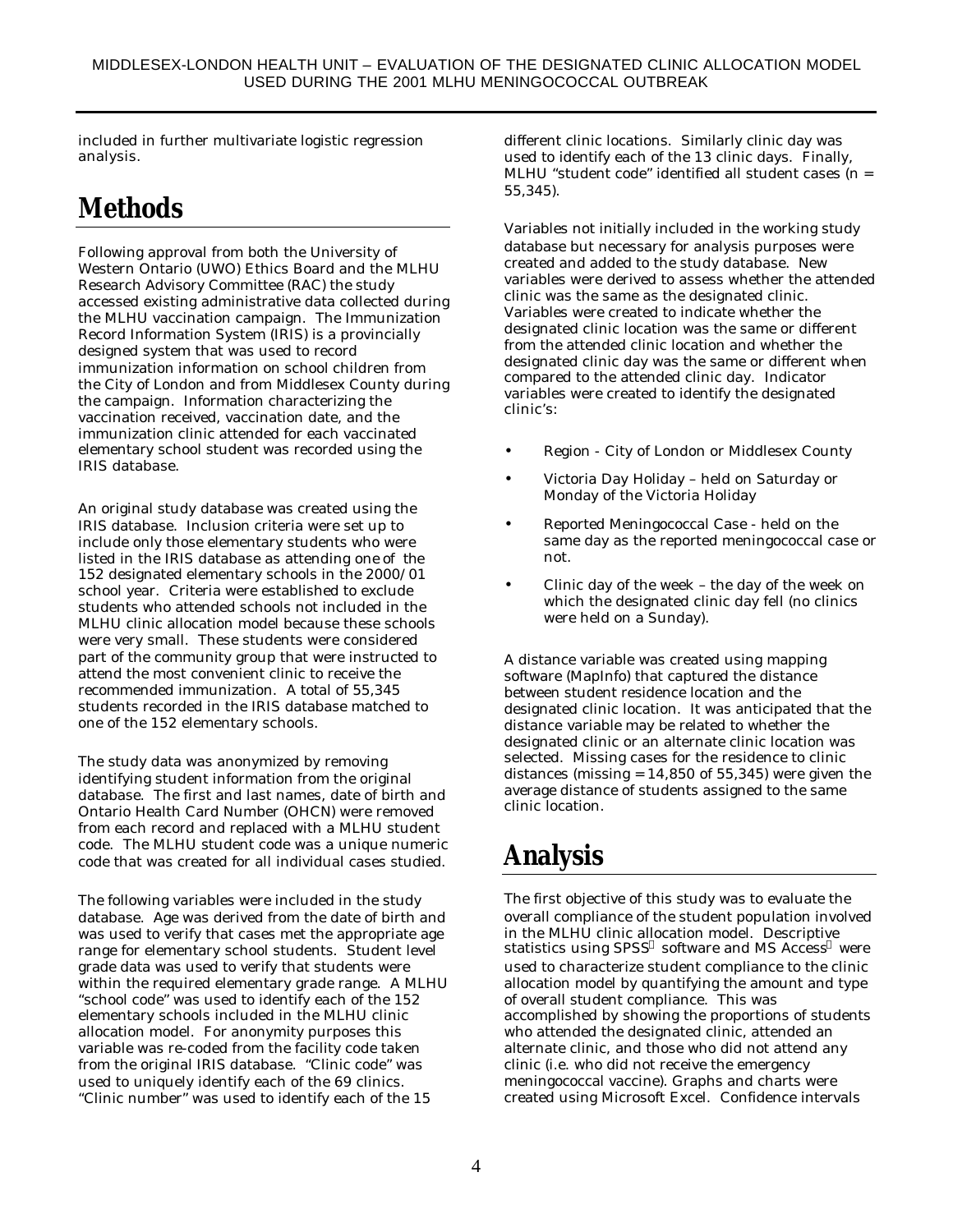included in further multivariate logistic regression analysis.

# Methods

Following approval from both the University of Western Ontario (UWO) Ethics Board and the MLHU Research Advisory Committee (RAC) the study accessed existing administrative data collected during the MLHU vaccination campaign. The Immunization Record Information System (IRIS) is a provincially designed system that was used to record immunization information on school children from the City of London and from Middlesex County during the campaign. Information characterizing the vaccination received, vaccination date, and the immunization clinic attended for each vaccinated elementary school student was recorded using the IRIS database.

An original study database was created using the IRIS database. Inclusion criteria were set up to include only those elementary students who were listed in the IRIS database as attending one of the 152 designated elementary schools in the 2000/01 school year. Criteria were established to exclude students who attended schools not included in the MLHU clinic allocation model because these schools were very small. These students were considered part of the community group that were instructed to attend the most convenient clinic to receive the recommended immunization. A total of 55,345 students recorded in the IRIS database matched to one of the 152 elementary schools.

The study data was anonymized by removing identifying student information from the original database. The first and last names, date of birth and Ontario Health Card Number (OHCN) were removed from each record and replaced with a MLHU student code. The MLHU student code was a unique numeric code that was created for all individual cases studied.

The following variables were included in the study database. Age was derived from the date of birth and was used to verify that cases met the appropriate age range for elementary school students. Student level grade data was used to verify that students were within the required elementary grade range. A MLHU "school code" was used to identify each of the 152 elementary schools included in the MLHU clinic allocation model. For anonymity purposes this variable was re-coded from the facility code taken from the original IRIS database. "Clinic code" was used to uniquely identify each of the 69 clinics. "Clinic number" was used to identify each of the 15 different clinic locations. Similarly clinic day was used to identify each of the 13 clinic days. Finally, MLHU "student code" identified all student cases (n = 55,345).

Variables not initially included in the working study database but necessary for analysis purposes were created and added to the study database. New variables were derived to assess whether the attended clinic was the same as the designated clinic. Variables were created to indicate whether the designated clinic location was the same or different from the attended clinic location and whether the designated clinic day was the same or different when compared to the attended clinic day. Indicator variables were created to identify the designated clinic's:

- Region - City of London or Middlesex County
- Victoria Day Holiday – held on Saturday or Monday of the Victoria Holiday
- Reported Meningococcal Case - held on the same day as the reported meningococcal case or not.
- Clinic day of the week – the day of the week on which the designated clinic day fell (no clinics were held on a Sunday).

A distance variable was created using mapping software (MapInfo) that captured the distance between student residence location and the designated clinic location. It was anticipated that the distance variable may be related to whether the designated clinic or an alternate clinic location was selected. Missing cases for the residence to clinic distances (missing = 14,850 of 55,345) were given the average distance of students assigned to the same clinic location.

# Analysis

The first objective of this study was to evaluate the overall compliance of the student population involved in the MLHU clinic allocation model. Descriptive statistics using SPSS® software and MS Access® were used to characterize student compliance to the clinic allocation model by quantifying the amount and type of overall student compliance. This was accomplished by showing the proportions of students who attended the designated clinic, attended an alternate clinic, and those who did not attend any clinic (i.e. who did not receive the emergency meningococcal vaccine). Graphs and charts were created using Microsoft Excel. Confidence intervals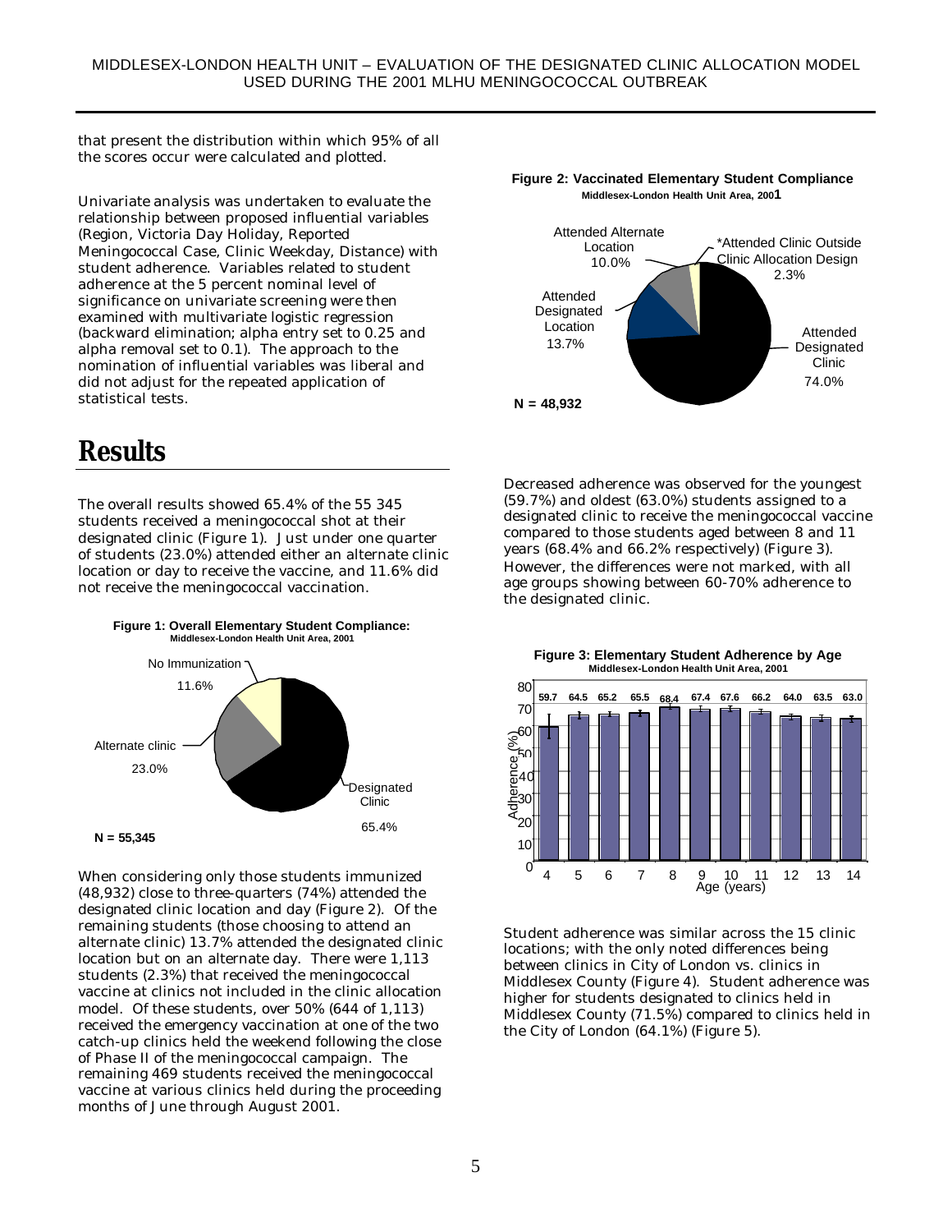that present the distribution within which 95% of all the scores occur were calculated and plotted.

Univariate analysis was undertaken to evaluate the relationship between proposed influential variables (Region, Victoria Day Holiday, Reported Meningococcal Case, Clinic Weekday, Distance) with student adherence. Variables related to student adherence at the 5 percent nominal level of significance on univariate screening were then examined with multivariate logistic regression (backward elimination; alpha entry set to 0.25 and alpha removal set to 0.1). The approach to the nomination of influential variables was liberal and did not adjust for the repeated application of statistical tests.

# Results

The overall results showed 65.4% of the 55 345 students received a meningococcal shot at their designated clinic (Figure 1). Just under one quarter of students (23.0%) attended either an alternate clinic location or day to receive the vaccine, and 11.6% did not receive the meningococcal vaccination.

**Figure 1: Overall Elementary Student Compliance: Middlesex-London Health Unit Area, 2001**

| Category | Percent |
|---|---|
| Designated Clinic | 65.4% |
| Alternate clinic | 23.0% |
| No Immunization | 11.6% |

N = 55,345

When considering only those students immunized (48,932) close to three-quarters (74%) attended the designated clinic location and day (Figure 2). Of the remaining students (those choosing to attend an alternate clinic) 13.7% attended the designated clinic location but on an alternate day. There were 1,113 students (2.3%) that received the meningococcal vaccine at clinics not included in the clinic allocation model. Of these students, over 50% (644 of 1,113) received the emergency vaccination at one of the two catch-up clinics held the weekend following the close of Phase II of the meningococcal campaign. The remaining 469 students received the meningococcal vaccine at various clinics held during the proceeding months of June through August 2001.

**Figure 2: Vaccinated Elementary Student Compliance Middlesex-London Health Unit Area, 2001**

| Category | Percent |
|---|---|
| Attended Designated Clinic | 74.0% |
| Attended Designated Location | 13.7% |
| Attended Alternate Location | 10.0% |
| *Attended Clinic Outside Clinic Allocation Design | 2.3% |

N = 48,932

Decreased adherence was observed for the youngest (59.7%) and oldest (63.0%) students assigned to a designated clinic to receive the meningococcal vaccine compared to those students aged between 8 and 11 years (68.4% and 66.2% respectively) (Figure 3). However, the differences were not marked, with all age groups showing between 60-70% adherence to the designated clinic.

**Figure 3: Elementary Student Adherence by Age Middlesex-London Health Unit Area, 2001**

| Age (years) | 4 | 5 | 6 | 7 | 8 | 9 | 10 | 11 | 12 | 13 | 14 |
|---|---|---|---|---|---|---|---|---|---|---|---|
| Adherence (%) | 59.7 | 64.5 | 65.2 | 65.5 | 68.4 | 67.4 | 67.6 | 66.2 | 64.0 | 63.5 | 63.0 |

Student adherence was similar across the 15 clinic locations; with the only noted differences being between clinics in City of London vs. clinics in Middlesex County (Figure 4). Student adherence was higher for students designated to clinics held in Middlesex County (71.5%) compared to clinics held in the City of London (64.1%) (Figure 5).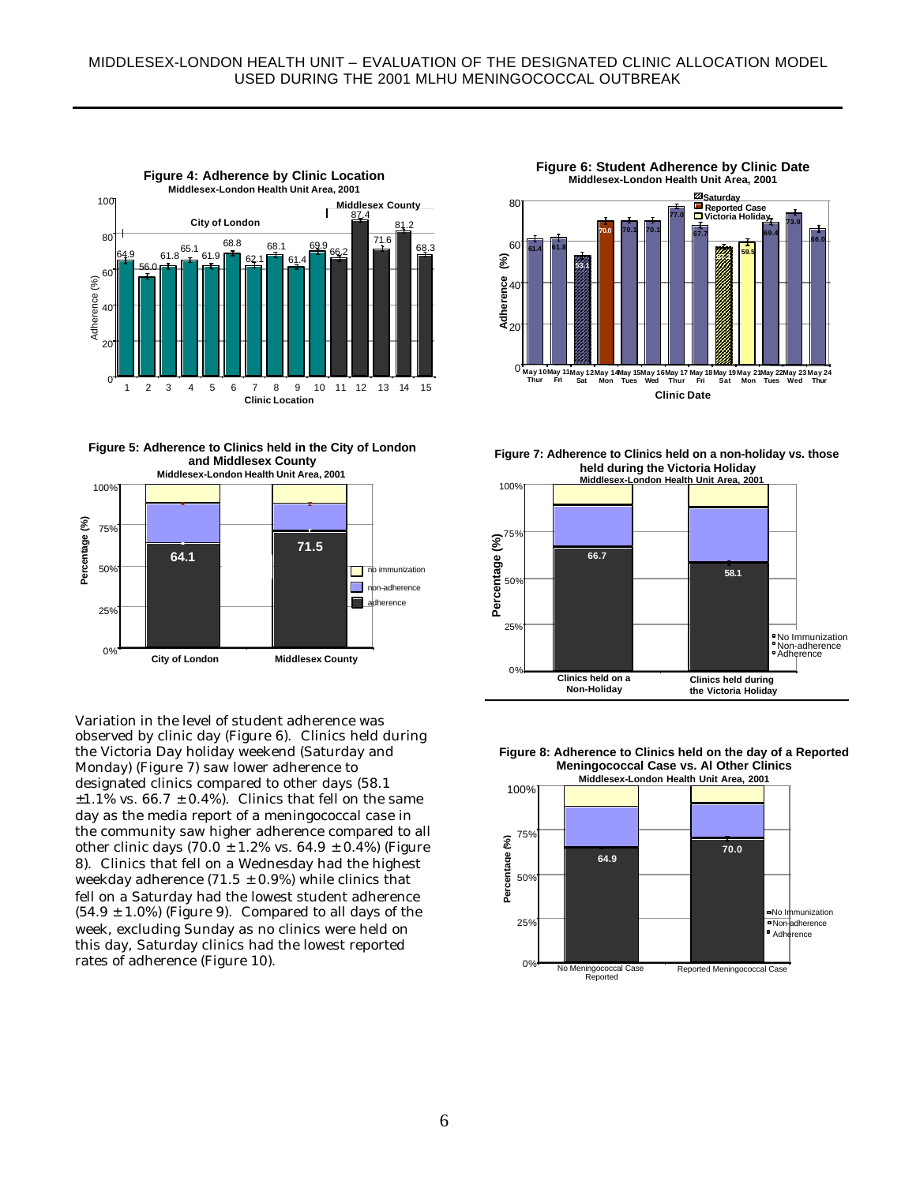**Figure 4: Adherence by Clinic Location**
Middlesex-London Health Unit Area, 2001

**Figure 6: Student Adherence by Clinic Date**
Middlesex-London Health Unit Area, 2001

**Figure 5: Adherence to Clinics held in the City of London and Middlesex County**
Middlesex-London Health Unit Area, 2001

**Figure 7: Adherence to Clinics held on a non-holiday vs. those held during the Victoria Holiday**
Middlesex-London Health Unit Area, 2001

Variation in the level of student adherence was observed by clinic day (Figure 6). Clinics held during the Victoria Day holiday weekend (Saturday and Monday) (Figure 7) saw lower adherence to designated clinics compared to other days (58.1 ±1.1% vs. 66.7 ± 0.4%). Clinics that fell on the same day as the media report of a meningococcal case in the community saw higher adherence compared to all other clinic days (70.0 ± 1.2% vs. 64.9 ± 0.4%) (Figure 8). Clinics that fell on a Wednesday had the highest weekday adherence (71.5 ± 0.9%) while clinics that fell on a Saturday had the lowest student adherence (54.9 ± 1.0%) (Figure 9). Compared to all days of the week, excluding Sunday as no clinics were held on this day, Saturday clinics had the lowest reported rates of adherence (Figure 10).

**Figure 8: Adherence to Clinics held on the day of a Reported Meningococcal Case vs. Al Other Clinics**
Middlesex-London Health Unit Area, 2001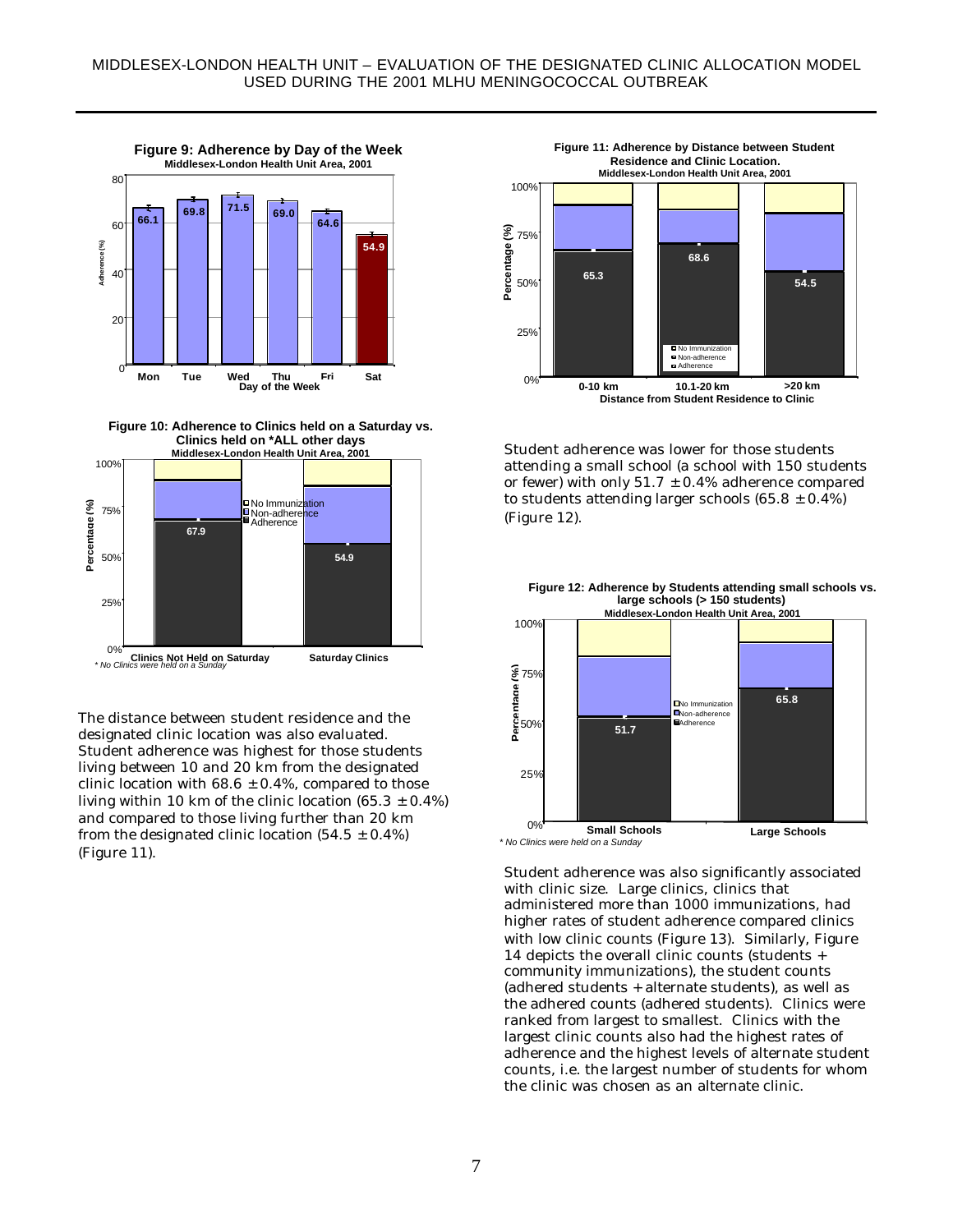**Figure 9: Adherence by Day of the Week**
Middlesex-London Health Unit Area, 2001

| Day of the Week | Adherence (%) |
|---|---|
| Mon | 66.1 |
| Tue | 69.8 |
| Wed | 71.5 |
| Thu | 69.0 |
| Fri | 64.6 |
| Sat | 54.9 |

**Figure 10: Adherence to Clinics held on a Saturday vs. Clinics held on \*ALL other days**
Middlesex-London Health Unit Area, 2001

| | Adherence (%) |
|---|---|
| Clinics Not Held on Saturday | 67.9 |
| Saturday Clinics | 54.9 |

*\* No Clinics were held on a Sunday*

The distance between student residence and the designated clinic location was also evaluated. Student adherence was highest for those students living between 10 and 20 km from the designated clinic location with 68.6 ± 0.4%, compared to those living within 10 km of the clinic location (65.3 ± 0.4%) and compared to those living further than 20 km from the designated clinic location (54.5 ± 0.4%) (Figure 11).

**Figure 11: Adherence by Distance between Student Residence and Clinic Location.**
Middlesex-London Health Unit Area, 2001

| Distance from Student Residence to Clinic | Adherence (%) |
|---|---|
| 0-10 km | 65.3 |
| 10.1-20 km | 68.6 |
| >20 km | 54.5 |

Student adherence was lower for those students attending a small school (a school with 150 students or fewer) with only 51.7 ± 0.4% adherence compared to students attending larger schools (65.8 ± 0.4%) (Figure 12).

**Figure 12: Adherence by Students attending small schools vs. large schools (> 150 students)**
Middlesex-London Health Unit Area, 2001

| | Adherence (%) |
|---|---|
| Small Schools | 51.7 |
| Large Schools | 65.8 |

*\* No Clinics were held on a Sunday*

Student adherence was also significantly associated with clinic size. Large clinics, clinics that administered more than 1000 immunizations, had higher rates of student adherence compared clinics with low clinic counts (Figure 13). Similarly, Figure 14 depicts the overall clinic counts (students + community immunizations), the student counts (adhered students + alternate students), as well as the adhered counts (adhered students). Clinics were ranked from largest to smallest. Clinics with the largest clinic counts also had the highest rates of adherence and the highest levels of alternate student counts, i.e. the largest number of students for whom the clinic was chosen as an alternate clinic.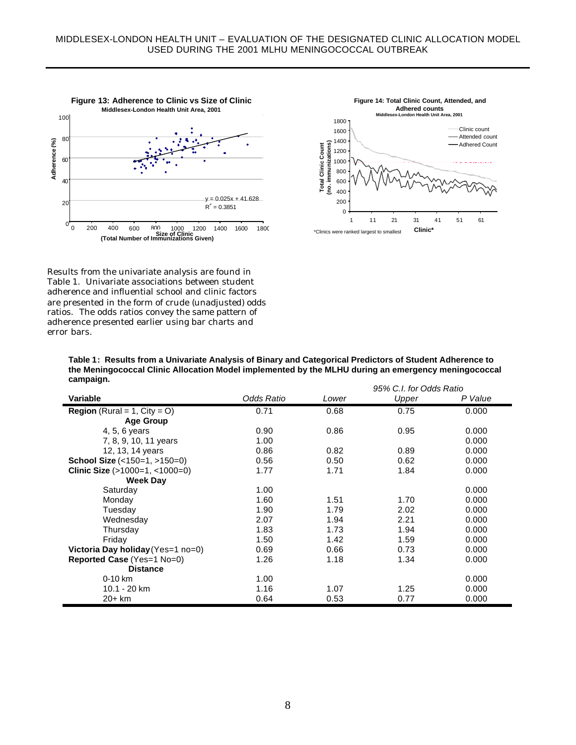**Figure 13: Adherence to Clinic vs Size of Clinic**
Middlesex-London Health Unit Area, 2001

$y = 0.025x + 41.628$
$R^2 = 0.3851$

**Figure 14: Total Clinic Count, Attended, and Adhered counts**
Middlesex-London Health Unit Area, 2001

*Clinics were ranked largest to smallest

Results from the univariate analysis are found in Table 1. Univariate associations between student adherence and influential school and clinic factors are presented in the form of crude (unadjusted) odds ratios. The odds ratios convey the same pattern of adherence presented earlier using bar charts and error bars.

**Table 1: Results from a Univariate Analysis of Binary and Categorical Predictors of Student Adherence to the Meningococcal Clinic Allocation Model implemented by the MLHU during an emergency meningococcal campaign.**

| | | *95% C.I. for Odds Ratio* | | |
|---|---|---|---|---|
| **Variable** | *Odds Ratio* | *Lower* | *Upper* | *P Value* |
| **Region** (Rural = 1, City = O) | 0.71 | 0.68 | 0.75 | 0.000 |
| **Age Group** | | | | |
| 4, 5, 6 years | 0.90 | 0.86 | 0.95 | 0.000 |
| 7, 8, 9, 10, 11 years | 1.00 | | | 0.000 |
| 12, 13, 14 years | 0.86 | 0.82 | 0.89 | 0.000 |
| **School Size** (<150=1, >150=0) | 0.56 | 0.50 | 0.62 | 0.000 |
| **Clinic Size** (>1000=1, <1000=0) | 1.77 | 1.71 | 1.84 | 0.000 |
| **Week Day** | | | | |
| Saturday | 1.00 | | | 0.000 |
| Monday | 1.60 | 1.51 | 1.70 | 0.000 |
| Tuesday | 1.90 | 1.79 | 2.02 | 0.000 |
| Wednesday | 2.07 | 1.94 | 2.21 | 0.000 |
| Thursday | 1.83 | 1.73 | 1.94 | 0.000 |
| Friday | 1.50 | 1.42 | 1.59 | 0.000 |
| **Victoria Day holiday** (Yes=1 no=0) | 0.69 | 0.66 | 0.73 | 0.000 |
| **Reported Case** (Yes=1 No=0) | 1.26 | 1.18 | 1.34 | 0.000 |
| **Distance** | | | | |
| 0-10 km | 1.00 | | | 0.000 |
| 10.1 - 20 km | 1.16 | 1.07 | 1.25 | 0.000 |
| 20+ km | 0.64 | 0.53 | 0.77 | 0.000 |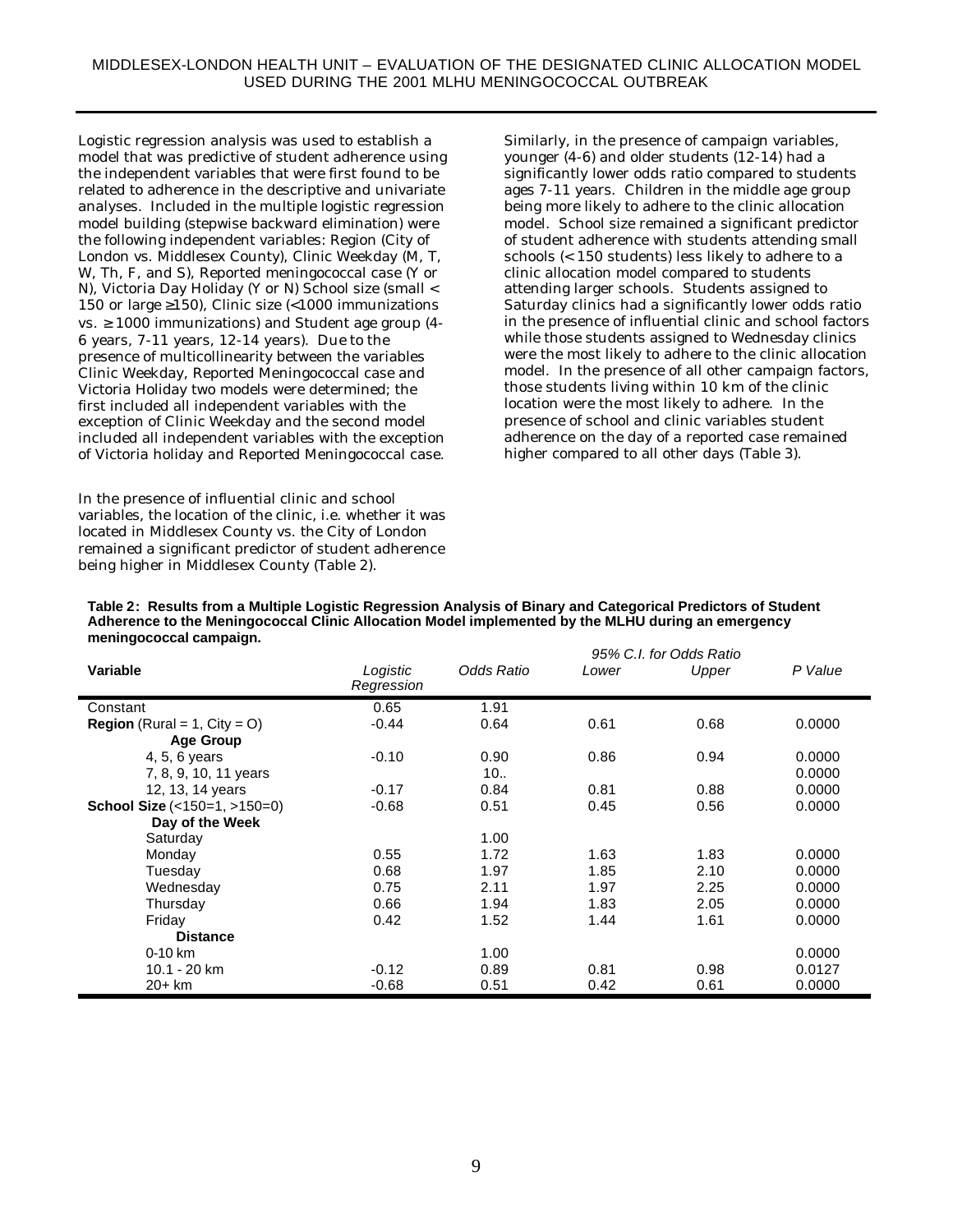Logistic regression analysis was used to establish a model that was predictive of student adherence using the independent variables that were first found to be related to adherence in the descriptive and univariate analyses. Included in the multiple logistic regression model building (stepwise backward elimination) were the following independent variables: Region (City of London vs. Middlesex County), Clinic Weekday (M, T, W, Th, F, and S), Reported meningococcal case (Y or N), Victoria Day Holiday (Y or N) School size (small < 150 or large ≥150), Clinic size (<1000 immunizations vs. ≥ 1000 immunizations) and Student age group (4-6 years, 7-11 years, 12-14 years). Due to the presence of multicollinearity between the variables Clinic Weekday, Reported Meningococcal case and Victoria Holiday two models were determined; the first included all independent variables with the exception of Clinic Weekday and the second model included all independent variables with the exception of Victoria holiday and Reported Meningococcal case.

In the presence of influential clinic and school variables, the location of the clinic, i.e. whether it was located in Middlesex County vs. the City of London remained a significant predictor of student adherence being higher in Middlesex County (Table 2).

Similarly, in the presence of campaign variables, younger (4-6) and older students (12-14) had a significantly lower odds ratio compared to students ages 7-11 years. Children in the middle age group being more likely to adhere to the clinic allocation model. School size remained a significant predictor of student adherence with students attending small schools (< 150 students) less likely to adhere to a clinic allocation model compared to students attending larger schools. Students assigned to Saturday clinics had a significantly lower odds ratio in the presence of influential clinic and school factors while those students assigned to Wednesday clinics were the most likely to adhere to the clinic allocation model. In the presence of all other campaign factors, those students living within 10 km of the clinic location were the most likely to adhere. In the presence of school and clinic variables student adherence on the day of a reported case remained higher compared to all other days (Table 3).

**Table 2: Results from a Multiple Logistic Regression Analysis of Binary and Categorical Predictors of Student Adherence to the Meningococcal Clinic Allocation Model implemented by the MLHU during an emergency meningococcal campaign.**

| Variable | *Logistic Regression* | *Odds Ratio* | *95% C.I. for Odds Ratio* | | *P Value* |
|---|---|---|---|---|---|
| | | | *Lower* | *Upper* | |
| Constant | 0.65 | 1.91 | | | |
| **Region** (Rural = 1, City = O) | -0.44 | 0.64 | 0.61 | 0.68 | 0.0000 |
| **Age Group** | | | | | |
| 4, 5, 6 years | -0.10 | 0.90 | 0.86 | 0.94 | 0.0000 |
| 7, 8, 9, 10, 11 years | | 10.. | | | 0.0000 |
| 12, 13, 14 years | -0.17 | 0.84 | 0.81 | 0.88 | 0.0000 |
| **School Size** (<150=1, >150=0) | -0.68 | 0.51 | 0.45 | 0.56 | 0.0000 |
| **Day of the Week** | | | | | |
| Saturday | | 1.00 | | | |
| Monday | 0.55 | 1.72 | 1.63 | 1.83 | 0.0000 |
| Tuesday | 0.68 | 1.97 | 1.85 | 2.10 | 0.0000 |
| Wednesday | 0.75 | 2.11 | 1.97 | 2.25 | 0.0000 |
| Thursday | 0.66 | 1.94 | 1.83 | 2.05 | 0.0000 |
| Friday | 0.42 | 1.52 | 1.44 | 1.61 | 0.0000 |
| **Distance** | | | | | |
| 0-10 km | | 1.00 | | | 0.0000 |
| 10.1 - 20 km | -0.12 | 0.89 | 0.81 | 0.98 | 0.0127 |
| 20+ km | -0.68 | 0.51 | 0.42 | 0.61 | 0.0000 |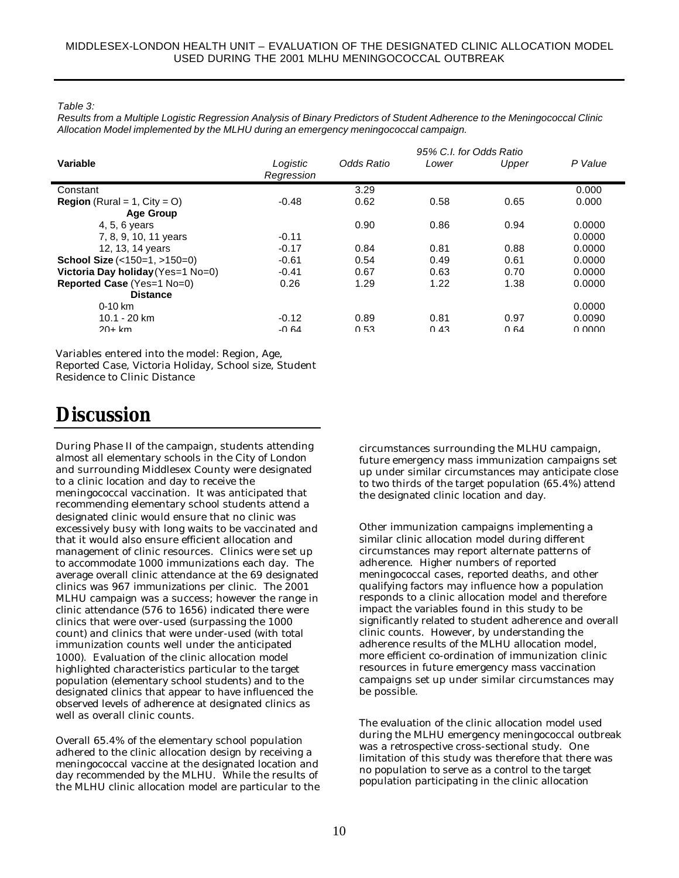*Table 3:*

*Results from a Multiple Logistic Regression Analysis of Binary Predictors of Student Adherence to the Meningococcal Clinic Allocation Model implemented by the MLHU during an emergency meningococcal campaign.*

| Variable | *Logistic Regression* | *Odds Ratio* | *95% C.I. for Odds Ratio* *Lower* | *Upper* | *P Value* |
|---|---|---|---|---|---|
| Constant | | 3.29 | | | 0.000 |
| **Region** (Rural = 1, City = O) | -0.48 | 0.62 | 0.58 | 0.65 | 0.000 |
| **Age Group** | | | | | |
| 4, 5, 6 years | | 0.90 | 0.86 | 0.94 | 0.0000 |
| 7, 8, 9, 10, 11 years | -0.11 | | | | 0.0000 |
| 12, 13, 14 years | -0.17 | 0.84 | 0.81 | 0.88 | 0.0000 |
| **School Size** (<150=1, >150=0) | -0.61 | 0.54 | 0.49 | 0.61 | 0.0000 |
| **Victoria Day holiday** (Yes=1 No=0) | -0.41 | 0.67 | 0.63 | 0.70 | 0.0000 |
| **Reported Case** (Yes=1 No=0) | 0.26 | 1.29 | 1.22 | 1.38 | 0.0000 |
| **Distance** | | | | | |
| 0-10 km | | | | | 0.0000 |
| 10.1 - 20 km | -0.12 | 0.89 | 0.81 | 0.97 | 0.0090 |
| 20+ km | -0.64 | 0.53 | 0.43 | 0.64 | 0.0000 |

Variables entered into the model: Region, Age, Reported Case, Victoria Holiday, School size, Student Residence to Clinic Distance

# Discussion

During Phase II of the campaign, students attending almost all elementary schools in the City of London and surrounding Middlesex County were designated to a clinic location and day to receive the meningococcal vaccination. It was anticipated that recommending elementary school students attend a designated clinic would ensure that no clinic was excessively busy with long waits to be vaccinated and that it would also ensure efficient allocation and management of clinic resources. Clinics were set up to accommodate 1000 immunizations each day. The average overall clinic attendance at the 69 designated clinics was 967 immunizations per clinic. The 2001 MLHU campaign was a success; however the range in clinic attendance (576 to 1656) indicated there were clinics that were over-used (surpassing the 1000 count) and clinics that were under-used (with total immunization counts well under the anticipated 1000). Evaluation of the clinic allocation model highlighted characteristics particular to the target population (elementary school students) and to the designated clinics that appear to have influenced the observed levels of adherence at designated clinics as well as overall clinic counts.

Overall 65.4% of the elementary school population adhered to the clinic allocation design by receiving a meningococcal vaccine at the designated location and day recommended by the MLHU. While the results of the MLHU clinic allocation model are particular to the circumstances surrounding the MLHU campaign, future emergency mass immunization campaigns set up under similar circumstances may anticipate close to two thirds of the target population (65.4%) attend the designated clinic location and day.

Other immunization campaigns implementing a similar clinic allocation model during different circumstances may report alternate patterns of adherence. Higher numbers of reported meningococcal cases, reported deaths, and other qualifying factors may influence how a population responds to a clinic allocation model and therefore impact the variables found in this study to be significantly related to student adherence and overall clinic counts. However, by understanding the adherence results of the MLHU allocation model, more efficient co-ordination of immunization clinic resources in future emergency mass vaccination campaigns set up under similar circumstances may be possible.

The evaluation of the clinic allocation model used during the MLHU emergency meningococcal outbreak was a retrospective cross-sectional study. One limitation of this study was therefore that there was no population to serve as a control to the target population participating in the clinic allocation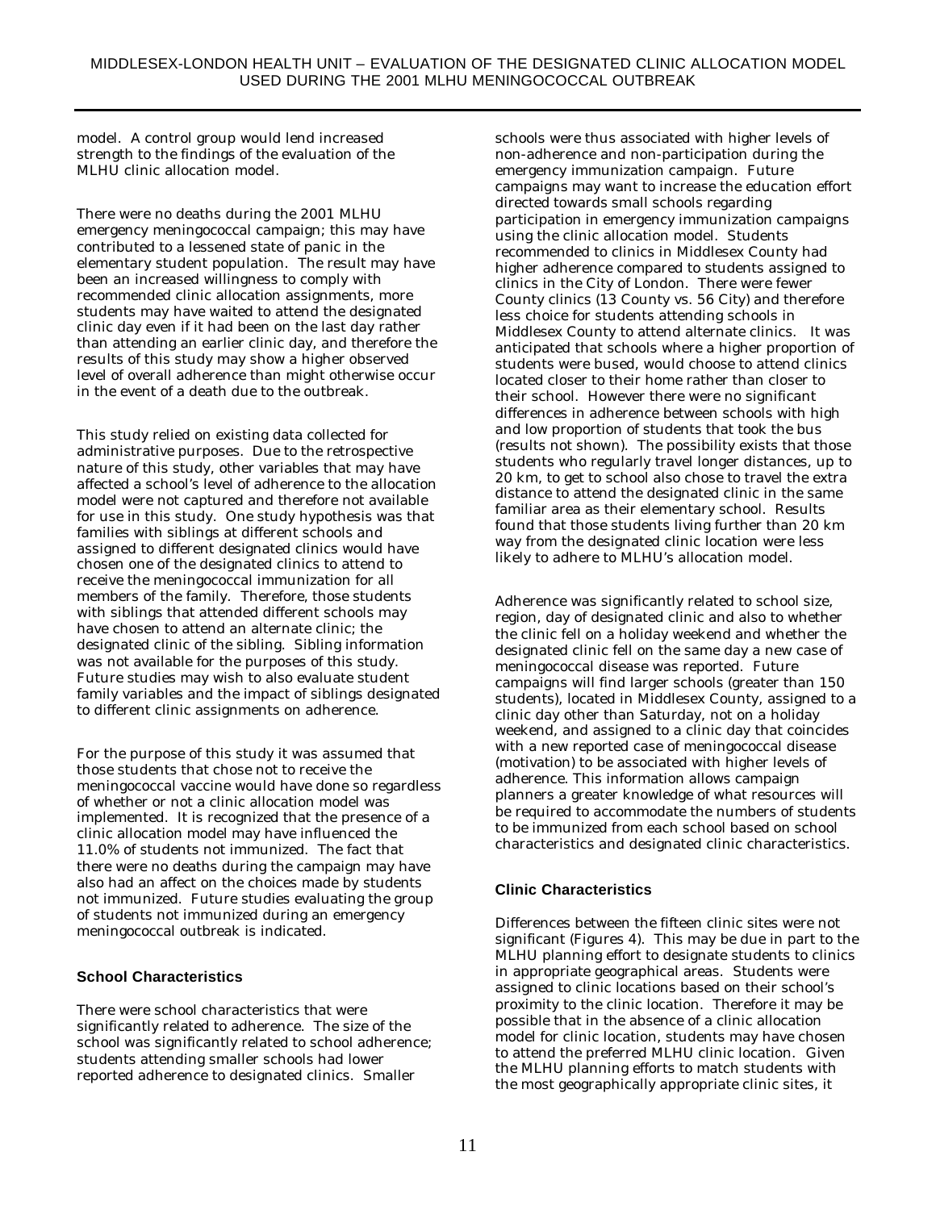model. A control group would lend increased strength to the findings of the evaluation of the MLHU clinic allocation model.

There were no deaths during the 2001 MLHU emergency meningococcal campaign; this may have contributed to a lessened state of panic in the elementary student population. The result may have been an increased willingness to comply with recommended clinic allocation assignments, more students may have waited to attend the designated clinic day even if it had been on the last day rather than attending an earlier clinic day, and therefore the results of this study may show a higher observed level of overall adherence than might otherwise occur in the event of a death due to the outbreak.

This study relied on existing data collected for administrative purposes. Due to the retrospective nature of this study, other variables that may have affected a school's level of adherence to the allocation model were not captured and therefore not available for use in this study. One study hypothesis was that families with siblings at different schools and assigned to different designated clinics would have chosen one of the designated clinics to attend to receive the meningococcal immunization for all members of the family. Therefore, those students with siblings that attended different schools may have chosen to attend an alternate clinic; the designated clinic of the sibling. Sibling information was not available for the purposes of this study. Future studies may wish to also evaluate student family variables and the impact of siblings designated to different clinic assignments on adherence.

For the purpose of this study it was assumed that those students that chose not to receive the meningococcal vaccine would have done so regardless of whether or not a clinic allocation model was implemented. It is recognized that the presence of a clinic allocation model may have influenced the 11.0% of students not immunized. The fact that there were no deaths during the campaign may have also had an affect on the choices made by students not immunized. Future studies evaluating the group of students not immunized during an emergency meningococcal outbreak is indicated.

### School Characteristics

There were school characteristics that were significantly related to adherence. The size of the school was significantly related to school adherence; students attending smaller schools had lower reported adherence to designated clinics. Smaller schools were thus associated with higher levels of non-adherence and non-participation during the emergency immunization campaign. Future campaigns may want to increase the education effort directed towards small schools regarding participation in emergency immunization campaigns using the clinic allocation model. Students recommended to clinics in Middlesex County had higher adherence compared to students assigned to clinics in the City of London. There were fewer County clinics (13 County vs. 56 City) and therefore less choice for students attending schools in Middlesex County to attend alternate clinics. It was anticipated that schools where a higher proportion of students were bused, would choose to attend clinics located closer to their home rather than closer to their school. However there were no significant differences in adherence between schools with high and low proportion of students that took the bus (results not shown). The possibility exists that those students who regularly travel longer distances, up to 20 km, to get to school also chose to travel the extra distance to attend the designated clinic in the same familiar area as their elementary school. Results found that those students living further than 20 km way from the designated clinic location were less likely to adhere to MLHU's allocation model.

Adherence was significantly related to school size, region, day of designated clinic and also to whether the clinic fell on a holiday weekend and whether the designated clinic fell on the same day a new case of meningococcal disease was reported. Future campaigns will find larger schools (greater than 150 students), located in Middlesex County, assigned to a clinic day other than Saturday, not on a holiday weekend, and assigned to a clinic day that coincides with a new reported case of meningococcal disease (motivation) to be associated with higher levels of adherence. This information allows campaign planners a greater knowledge of what resources will be required to accommodate the numbers of students to be immunized from each school based on school characteristics and designated clinic characteristics.

### Clinic Characteristics

Differences between the fifteen clinic sites were not significant (Figures 4). This may be due in part to the MLHU planning effort to designate students to clinics in appropriate geographical areas. Students were assigned to clinic locations based on their school's proximity to the clinic location. Therefore it may be possible that in the absence of a clinic allocation model for clinic location, students may have chosen to attend the preferred MLHU clinic location. Given the MLHU planning efforts to match students with the most geographically appropriate clinic sites, it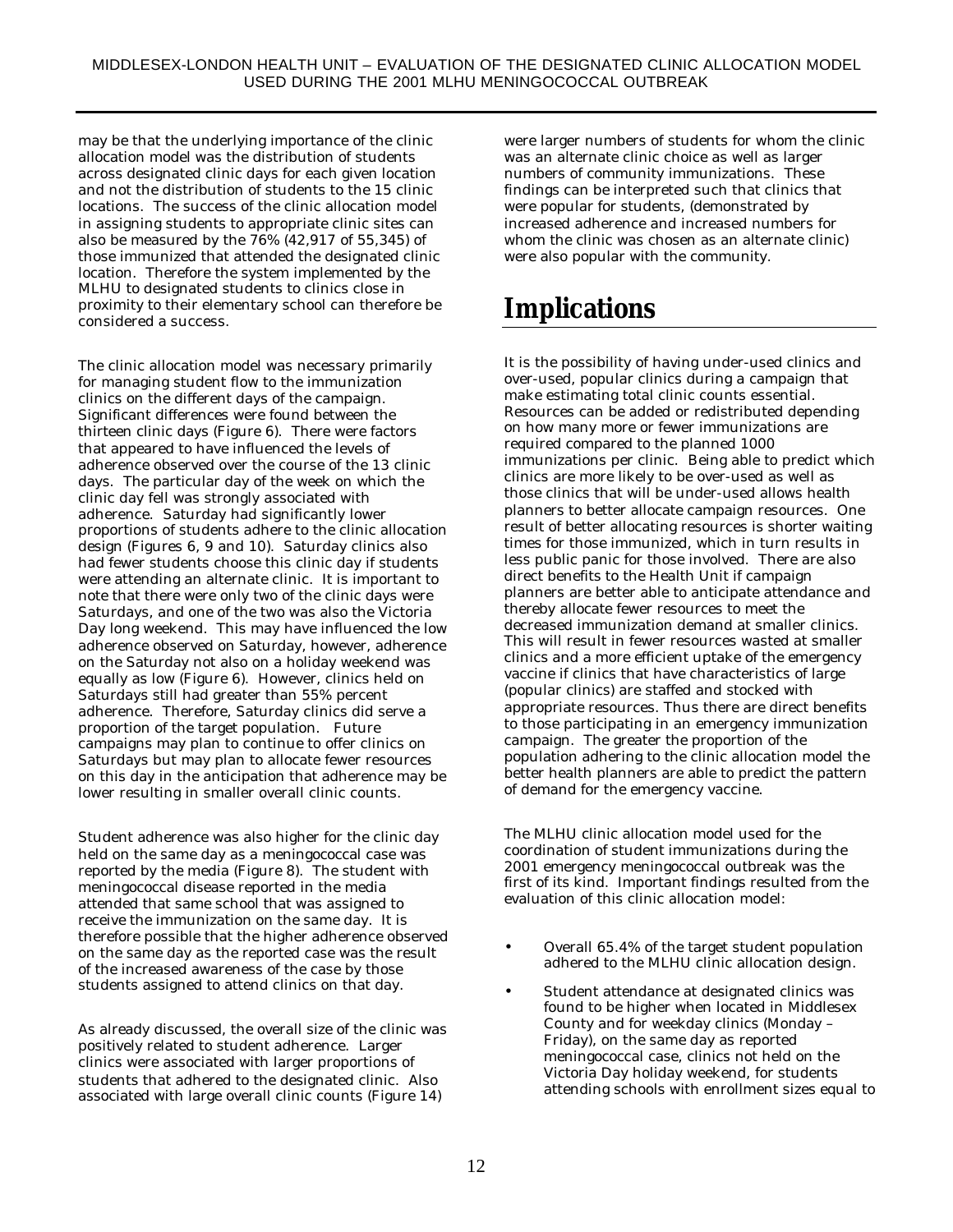may be that the underlying importance of the clinic allocation model was the distribution of students across designated clinic days for each given location and not the distribution of students to the 15 clinic locations. The success of the clinic allocation model in assigning students to appropriate clinic sites can also be measured by the 76% (42,917 of 55,345) of those immunized that attended the designated clinic location. Therefore the system implemented by the MLHU to designated students to clinics close in proximity to their elementary school can therefore be considered a success.

The clinic allocation model was necessary primarily for managing student flow to the immunization clinics on the different days of the campaign. Significant differences were found between the thirteen clinic days (Figure 6). There were factors that appeared to have influenced the levels of adherence observed over the course of the 13 clinic days. The particular day of the week on which the clinic day fell was strongly associated with adherence. Saturday had significantly lower proportions of students adhere to the clinic allocation design (Figures 6, 9 and 10). Saturday clinics also had fewer students choose this clinic day if students were attending an alternate clinic. It is important to note that there were only two of the clinic days were Saturdays, and one of the two was also the Victoria Day long weekend. This may have influenced the low adherence observed on Saturday, however, adherence on the Saturday not also on a holiday weekend was equally as low (Figure 6). However, clinics held on Saturdays still had greater than 55% percent adherence. Therefore, Saturday clinics did serve a proportion of the target population. Future campaigns may plan to continue to offer clinics on Saturdays but may plan to allocate fewer resources on this day in the anticipation that adherence may be lower resulting in smaller overall clinic counts.

Student adherence was also higher for the clinic day held on the same day as a meningococcal case was reported by the media (Figure 8). The student with meningococcal disease reported in the media attended that same school that was assigned to receive the immunization on the same day. It is therefore possible that the higher adherence observed on the same day as the reported case was the result of the increased awareness of the case by those students assigned to attend clinics on that day.

As already discussed, the overall size of the clinic was positively related to student adherence. Larger clinics were associated with larger proportions of students that adhered to the designated clinic. Also associated with large overall clinic counts (Figure 14) were larger numbers of students for whom the clinic was an alternate clinic choice as well as larger numbers of community immunizations. These findings can be interpreted such that clinics that were popular for students, (demonstrated by increased adherence and increased numbers for whom the clinic was chosen as an alternate clinic) were also popular with the community.

# Implications

It is the possibility of having under-used clinics and over-used, popular clinics during a campaign that make estimating total clinic counts essential. Resources can be added or redistributed depending on how many more or fewer immunizations are required compared to the planned 1000 immunizations per clinic. Being able to predict which clinics are more likely to be over-used as well as those clinics that will be under-used allows health planners to better allocate campaign resources. One result of better allocating resources is shorter waiting times for those immunized, which in turn results in less public panic for those involved. There are also direct benefits to the Health Unit if campaign planners are better able to anticipate attendance and thereby allocate fewer resources to meet the decreased immunization demand at smaller clinics. This will result in fewer resources wasted at smaller clinics and a more efficient uptake of the emergency vaccine if clinics that have characteristics of large (popular clinics) are staffed and stocked with appropriate resources. Thus there are direct benefits to those participating in an emergency immunization campaign. The greater the proportion of the population adhering to the clinic allocation model the better health planners are able to predict the pattern of demand for the emergency vaccine.

The MLHU clinic allocation model used for the coordination of student immunizations during the 2001 emergency meningococcal outbreak was the first of its kind. Important findings resulted from the evaluation of this clinic allocation model:

- Overall 65.4% of the target student population adhered to the MLHU clinic allocation design.
- Student attendance at designated clinics was found to be higher when located in Middlesex County and for weekday clinics (Monday – Friday), on the same day as reported meningococcal case, clinics not held on the Victoria Day holiday weekend, for students attending schools with enrollment sizes equal to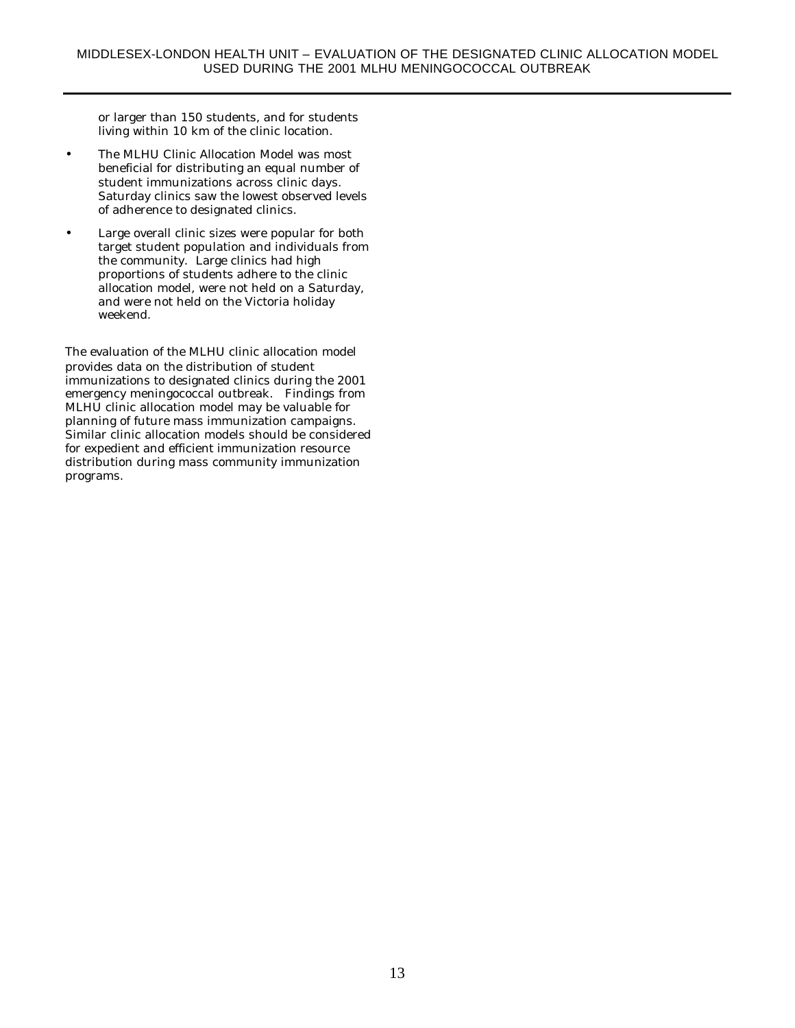or larger than 150 students, and for students living within 10 km of the clinic location.

- The MLHU Clinic Allocation Model was most beneficial for distributing an equal number of student immunizations across clinic days. Saturday clinics saw the lowest observed levels of adherence to designated clinics.
- Large overall clinic sizes were popular for both target student population and individuals from the community. Large clinics had high proportions of students adhere to the clinic allocation model, were not held on a Saturday, and were not held on the Victoria holiday weekend.

The evaluation of the MLHU clinic allocation model provides data on the distribution of student immunizations to designated clinics during the 2001 emergency meningococcal outbreak. Findings from MLHU clinic allocation model may be valuable for planning of future mass immunization campaigns. Similar clinic allocation models should be considered for expedient and efficient immunization resource distribution during mass community immunization programs.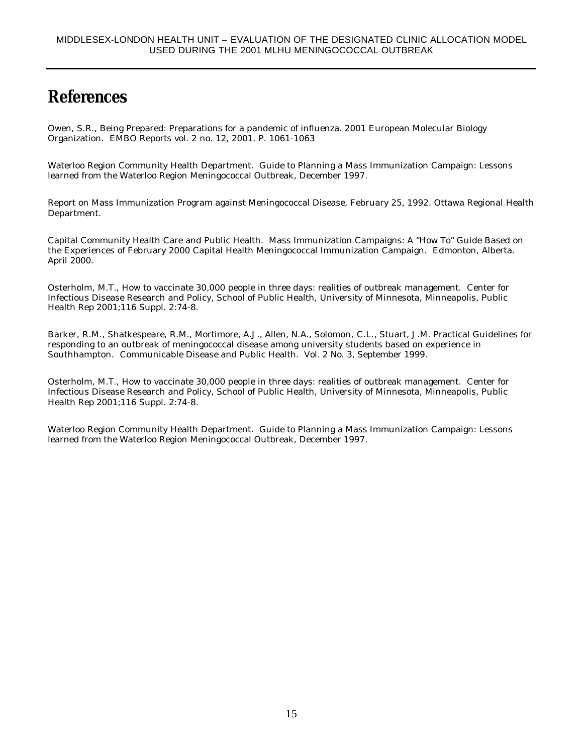# References

Owen, S.R., Being Prepared: Preparations for a pandemic of influenza. 2001 European Molecular Biology Organization. EMBO Reports vol. 2 no. 12, 2001. P. 1061-1063

Waterloo Region Community Health Department. Guide to Planning a Mass Immunization Campaign: Lessons learned from the Waterloo Region Meningococcal Outbreak, December 1997.

Report on Mass Immunization Program against Meningococcal Disease, February 25, 1992. Ottawa Regional Health Department.

Capital Community Health Care and Public Health. Mass Immunization Campaigns: A "How To" Guide Based on the Experiences of February 2000 Capital Health Meningococcal Immunization Campaign. Edmonton, Alberta. April 2000.

Osterholm, M.T., How to vaccinate 30,000 people in three days: realities of outbreak management. Center for Infectious Disease Research and Policy, School of Public Health, University of Minnesota, Minneapolis, Public Health Rep 2001;116 Suppl. 2:74-8.

Barker, R.M., Shatkespeare, R.M., Mortimore, A.J., Allen, N.A., Solomon, C.L., Stuart, J.M. Practical Guidelines for responding to an outbreak of meningococcal disease among university students based on experience in Southhampton. Communicable Disease and Public Health. Vol. 2 No. 3, September 1999.

Osterholm, M.T., How to vaccinate 30,000 people in three days: realities of outbreak management. Center for Infectious Disease Research and Policy, School of Public Health, University of Minnesota, Minneapolis, Public Health Rep 2001;116 Suppl. 2:74-8.

Waterloo Region Community Health Department. Guide to Planning a Mass Immunization Campaign: Lessons learned from the Waterloo Region Meningococcal Outbreak, December 1997.